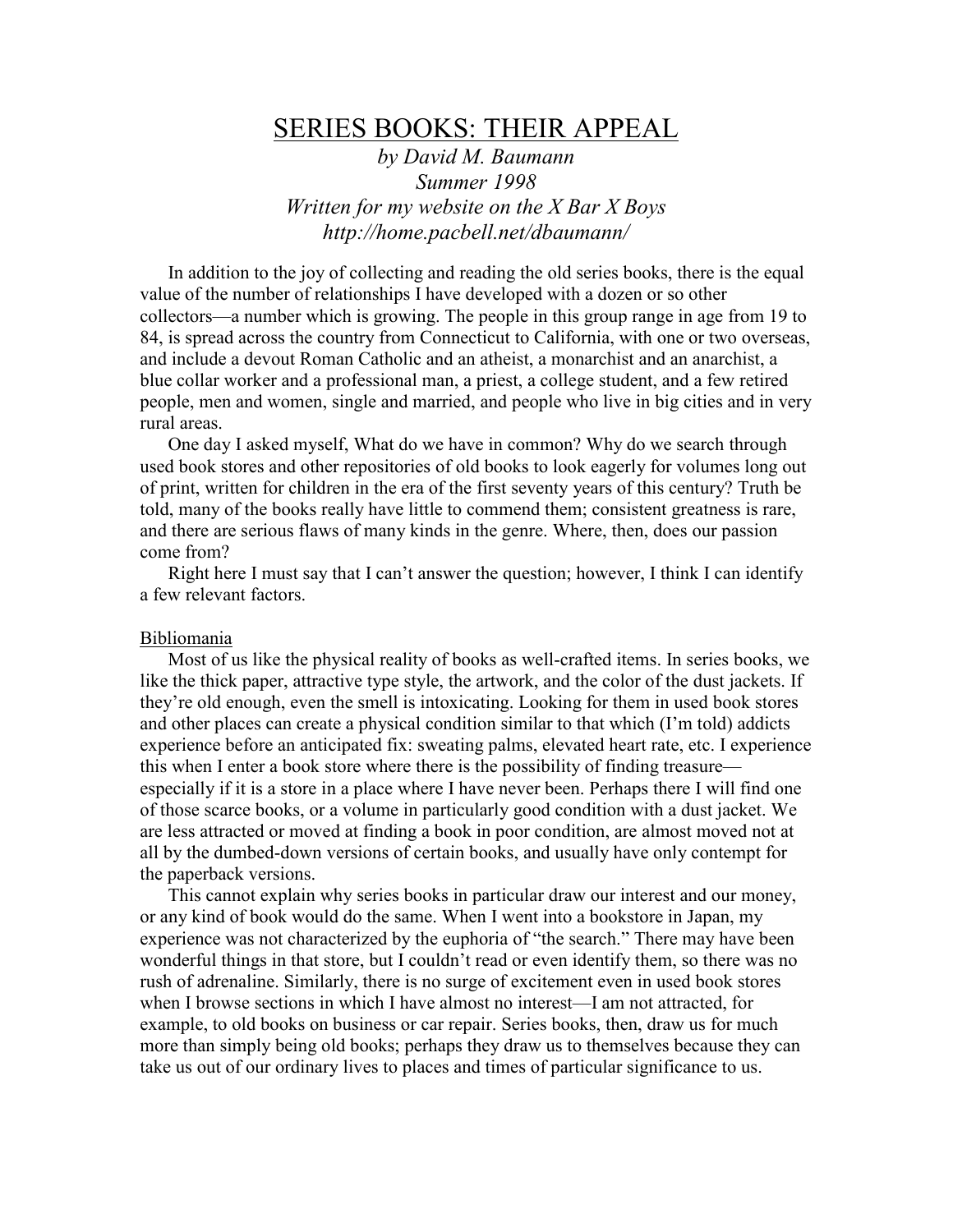# SERIES BOOKS: THEIR APPEAL

*by David M. Baumann*
*Summer 1998*
*Written for my website on the X Bar X Boys*
*http://home.pacbell.net/dbaumann/*

In addition to the joy of collecting and reading the old series books, there is the equal value of the number of relationships I have developed with a dozen or so other collectors—a number which is growing. The people in this group range in age from 19 to 84, is spread across the country from Connecticut to California, with one or two overseas, and include a devout Roman Catholic and an atheist, a monarchist and an anarchist, a blue collar worker and a professional man, a priest, a college student, and a few retired people, men and women, single and married, and people who live in big cities and in very rural areas.

One day I asked myself, What do we have in common? Why do we search through used book stores and other repositories of old books to look eagerly for volumes long out of print, written for children in the era of the first seventy years of this century? Truth be told, many of the books really have little to commend them; consistent greatness is rare, and there are serious flaws of many kinds in the genre. Where, then, does our passion come from?

Right here I must say that I can't answer the question; however, I think I can identify a few relevant factors.

## Bibliomania

Most of us like the physical reality of books as well-crafted items. In series books, we like the thick paper, attractive type style, the artwork, and the color of the dust jackets. If they're old enough, even the smell is intoxicating. Looking for them in used book stores and other places can create a physical condition similar to that which (I'm told) addicts experience before an anticipated fix: sweating palms, elevated heart rate, etc. I experience this when I enter a book store where there is the possibility of finding treasure—especially if it is a store in a place where I have never been. Perhaps there I will find one of those scarce books, or a volume in particularly good condition with a dust jacket. We are less attracted or moved at finding a book in poor condition, are almost moved not at all by the dumbed-down versions of certain books, and usually have only contempt for the paperback versions.

This cannot explain why series books in particular draw our interest and our money, or any kind of book would do the same. When I went into a bookstore in Japan, my experience was not characterized by the euphoria of "the search." There may have been wonderful things in that store, but I couldn't read or even identify them, so there was no rush of adrenaline. Similarly, there is no surge of excitement even in used book stores when I browse sections in which I have almost no interest—I am not attracted, for example, to old books on business or car repair. Series books, then, draw us for much more than simply being old books; perhaps they draw us to themselves because they can take us out of our ordinary lives to places and times of particular significance to us.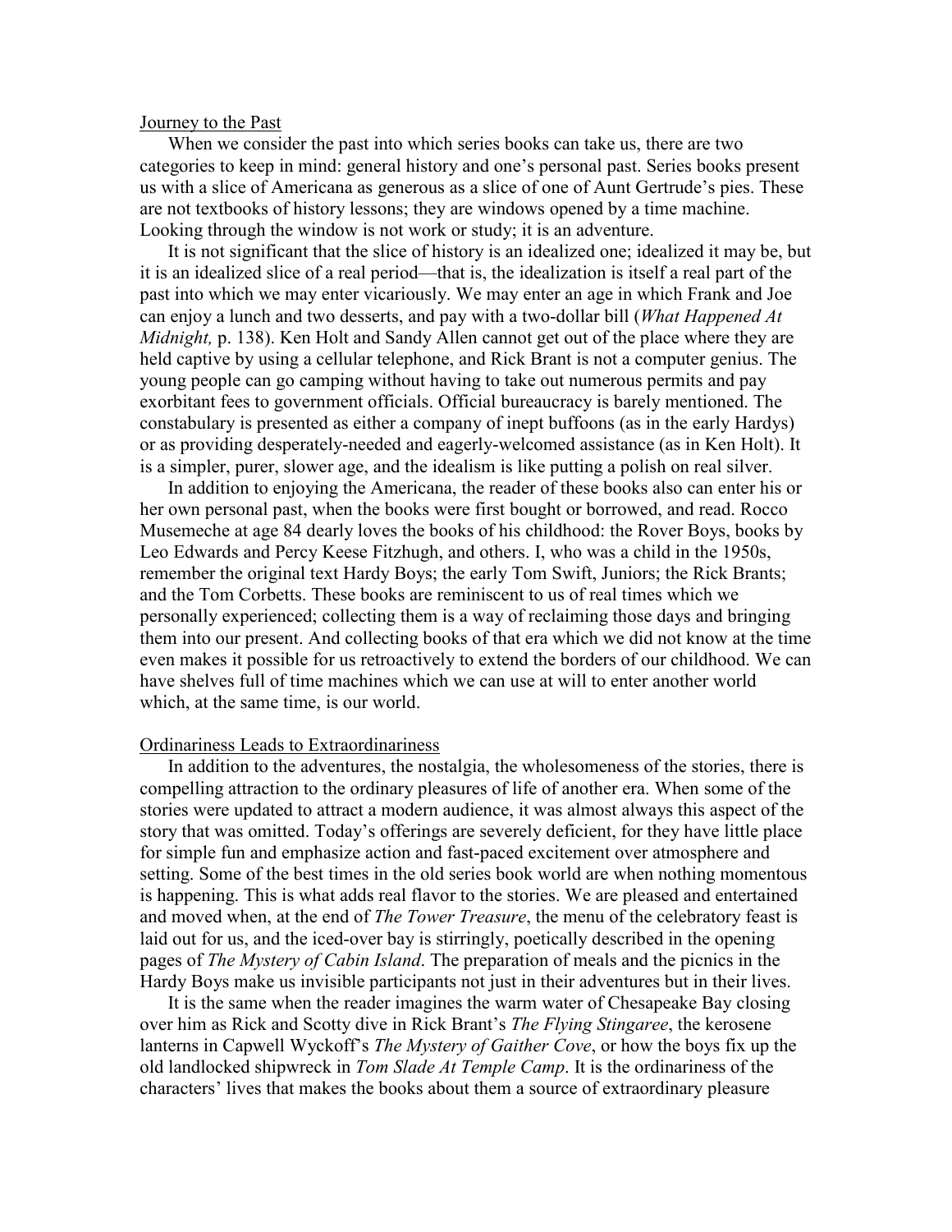## Journey to the Past

When we consider the past into which series books can take us, there are two categories to keep in mind: general history and one's personal past. Series books present us with a slice of Americana as generous as a slice of one of Aunt Gertrude's pies. These are not textbooks of history lessons; they are windows opened by a time machine. Looking through the window is not work or study; it is an adventure.

It is not significant that the slice of history is an idealized one; idealized it may be, but it is an idealized slice of a real period—that is, the idealization is itself a real part of the past into which we may enter vicariously. We may enter an age in which Frank and Joe can enjoy a lunch and two desserts, and pay with a two-dollar bill (*What Happened At Midnight,* p. 138). Ken Holt and Sandy Allen cannot get out of the place where they are held captive by using a cellular telephone, and Rick Brant is not a computer genius. The young people can go camping without having to take out numerous permits and pay exorbitant fees to government officials. Official bureaucracy is barely mentioned. The constabulary is presented as either a company of inept buffoons (as in the early Hardys) or as providing desperately-needed and eagerly-welcomed assistance (as in Ken Holt). It is a simpler, purer, slower age, and the idealism is like putting a polish on real silver.

In addition to enjoying the Americana, the reader of these books also can enter his or her own personal past, when the books were first bought or borrowed, and read. Rocco Musemeche at age 84 dearly loves the books of his childhood: the Rover Boys, books by Leo Edwards and Percy Keese Fitzhugh, and others. I, who was a child in the 1950s, remember the original text Hardy Boys; the early Tom Swift, Juniors; the Rick Brants; and the Tom Corbetts. These books are reminiscent to us of real times which we personally experienced; collecting them is a way of reclaiming those days and bringing them into our present. And collecting books of that era which we did not know at the time even makes it possible for us retroactively to extend the borders of our childhood. We can have shelves full of time machines which we can use at will to enter another world which, at the same time, is our world.

## Ordinariness Leads to Extraordinariness

In addition to the adventures, the nostalgia, the wholesomeness of the stories, there is compelling attraction to the ordinary pleasures of life of another era. When some of the stories were updated to attract a modern audience, it was almost always this aspect of the story that was omitted. Today's offerings are severely deficient, for they have little place for simple fun and emphasize action and fast-paced excitement over atmosphere and setting. Some of the best times in the old series book world are when nothing momentous is happening. This is what adds real flavor to the stories. We are pleased and entertained and moved when, at the end of *The Tower Treasure*, the menu of the celebratory feast is laid out for us, and the iced-over bay is stirringly, poetically described in the opening pages of *The Mystery of Cabin Island*. The preparation of meals and the picnics in the Hardy Boys make us invisible participants not just in their adventures but in their lives.

It is the same when the reader imagines the warm water of Chesapeake Bay closing over him as Rick and Scotty dive in Rick Brant's *The Flying Stingaree*, the kerosene lanterns in Capwell Wyckoff's *The Mystery of Gaither Cove*, or how the boys fix up the old landlocked shipwreck in *Tom Slade At Temple Camp*. It is the ordinariness of the characters' lives that makes the books about them a source of extraordinary pleasure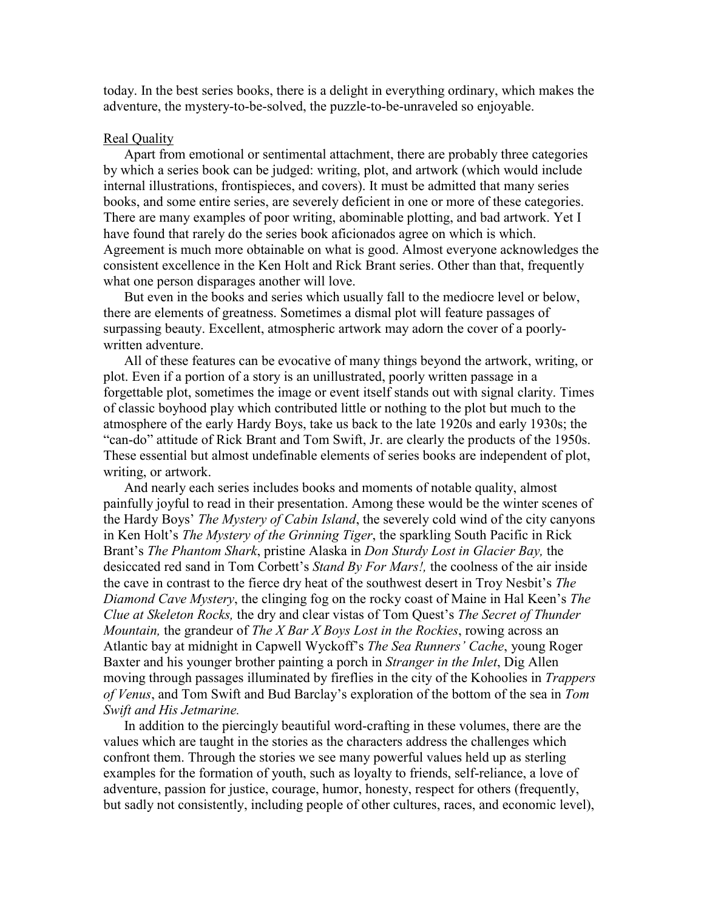today. In the best series books, there is a delight in everything ordinary, which makes the adventure, the mystery-to-be-solved, the puzzle-to-be-unraveled so enjoyable.

## Real Quality

Apart from emotional or sentimental attachment, there are probably three categories by which a series book can be judged: writing, plot, and artwork (which would include internal illustrations, frontispieces, and covers). It must be admitted that many series books, and some entire series, are severely deficient in one or more of these categories. There are many examples of poor writing, abominable plotting, and bad artwork. Yet I have found that rarely do the series book aficionados agree on which is which. Agreement is much more obtainable on what is good. Almost everyone acknowledges the consistent excellence in the Ken Holt and Rick Brant series. Other than that, frequently what one person disparages another will love.

But even in the books and series which usually fall to the mediocre level or below, there are elements of greatness. Sometimes a dismal plot will feature passages of surpassing beauty. Excellent, atmospheric artwork may adorn the cover of a poorly-written adventure.

All of these features can be evocative of many things beyond the artwork, writing, or plot. Even if a portion of a story is an unillustrated, poorly written passage in a forgettable plot, sometimes the image or event itself stands out with signal clarity. Times of classic boyhood play which contributed little or nothing to the plot but much to the atmosphere of the early Hardy Boys, take us back to the late 1920s and early 1930s; the "can-do" attitude of Rick Brant and Tom Swift, Jr. are clearly the products of the 1950s. These essential but almost undefinable elements of series books are independent of plot, writing, or artwork.

And nearly each series includes books and moments of notable quality, almost painfully joyful to read in their presentation. Among these would be the winter scenes of the Hardy Boys' *The Mystery of Cabin Island*, the severely cold wind of the city canyons in Ken Holt's *The Mystery of the Grinning Tiger*, the sparkling South Pacific in Rick Brant's *The Phantom Shark*, pristine Alaska in *Don Sturdy Lost in Glacier Bay,* the desiccated red sand in Tom Corbett's *Stand By For Mars!,* the coolness of the air inside the cave in contrast to the fierce dry heat of the southwest desert in Troy Nesbit's *The Diamond Cave Mystery*, the clinging fog on the rocky coast of Maine in Hal Keen's *The Clue at Skeleton Rocks,* the dry and clear vistas of Tom Quest's *The Secret of Thunder Mountain,* the grandeur of *The X Bar X Boys Lost in the Rockies*, rowing across an Atlantic bay at midnight in Capwell Wyckoff's *The Sea Runners' Cache*, young Roger Baxter and his younger brother painting a porch in *Stranger in the Inlet*, Dig Allen moving through passages illuminated by fireflies in the city of the Kohoolies in *Trappers of Venus*, and Tom Swift and Bud Barclay's exploration of the bottom of the sea in *Tom Swift and His Jetmarine.*

In addition to the piercingly beautiful word-crafting in these volumes, there are the values which are taught in the stories as the characters address the challenges which confront them. Through the stories we see many powerful values held up as sterling examples for the formation of youth, such as loyalty to friends, self-reliance, a love of adventure, passion for justice, courage, humor, honesty, respect for others (frequently, but sadly not consistently, including people of other cultures, races, and economic level),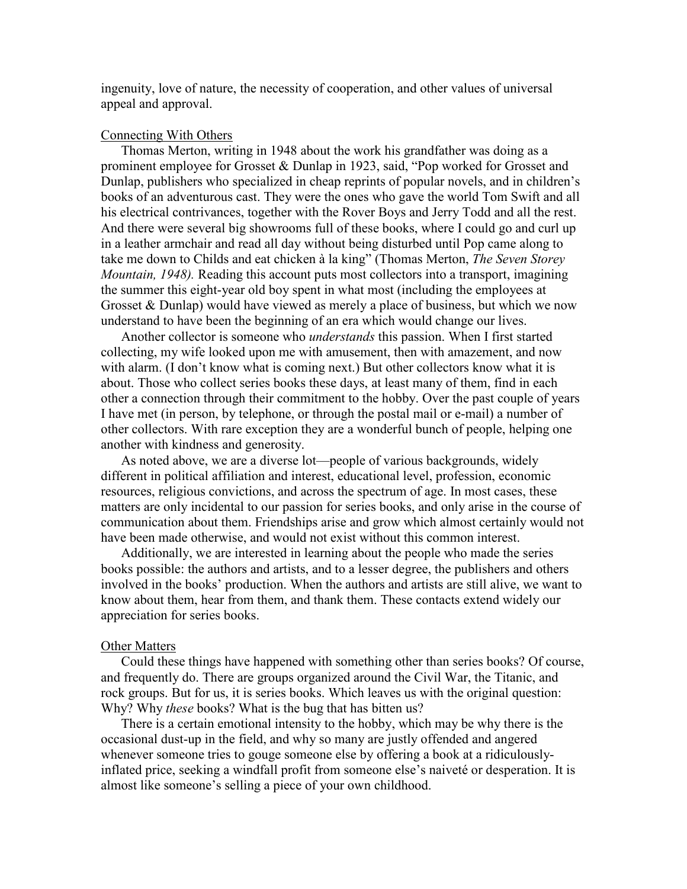ingenuity, love of nature, the necessity of cooperation, and other values of universal appeal and approval.

<u>Connecting With Others</u>

Thomas Merton, writing in 1948 about the work his grandfather was doing as a prominent employee for Grosset & Dunlap in 1923, said, "Pop worked for Grosset and Dunlap, publishers who specialized in cheap reprints of popular novels, and in children's books of an adventurous cast. They were the ones who gave the world Tom Swift and all his electrical contrivances, together with the Rover Boys and Jerry Todd and all the rest. And there were several big showrooms full of these books, where I could go and curl up in a leather armchair and read all day without being disturbed until Pop came along to take me down to Childs and eat chicken à la king" (Thomas Merton, *The Seven Storey Mountain, 1948).* Reading this account puts most collectors into a transport, imagining the summer this eight-year old boy spent in what most (including the employees at Grosset & Dunlap) would have viewed as merely a place of business, but which we now understand to have been the beginning of an era which would change our lives.

Another collector is someone who *understands* this passion. When I first started collecting, my wife looked upon me with amusement, then with amazement, and now with alarm. (I don't know what is coming next.) But other collectors know what it is about. Those who collect series books these days, at least many of them, find in each other a connection through their commitment to the hobby. Over the past couple of years I have met (in person, by telephone, or through the postal mail or e-mail) a number of other collectors. With rare exception they are a wonderful bunch of people, helping one another with kindness and generosity.

As noted above, we are a diverse lot—people of various backgrounds, widely different in political affiliation and interest, educational level, profession, economic resources, religious convictions, and across the spectrum of age. In most cases, these matters are only incidental to our passion for series books, and only arise in the course of communication about them. Friendships arise and grow which almost certainly would not have been made otherwise, and would not exist without this common interest.

Additionally, we are interested in learning about the people who made the series books possible: the authors and artists, and to a lesser degree, the publishers and others involved in the books' production. When the authors and artists are still alive, we want to know about them, hear from them, and thank them. These contacts extend widely our appreciation for series books.

<u>Other Matters</u>

Could these things have happened with something other than series books? Of course, and frequently do. There are groups organized around the Civil War, the Titanic, and rock groups. But for us, it is series books. Which leaves us with the original question: Why? Why *these* books? What is the bug that has bitten us?

There is a certain emotional intensity to the hobby, which may be why there is the occasional dust-up in the field, and why so many are justly offended and angered whenever someone tries to gouge someone else by offering a book at a ridiculously-inflated price, seeking a windfall profit from someone else's naiveté or desperation. It is almost like someone's selling a piece of your own childhood.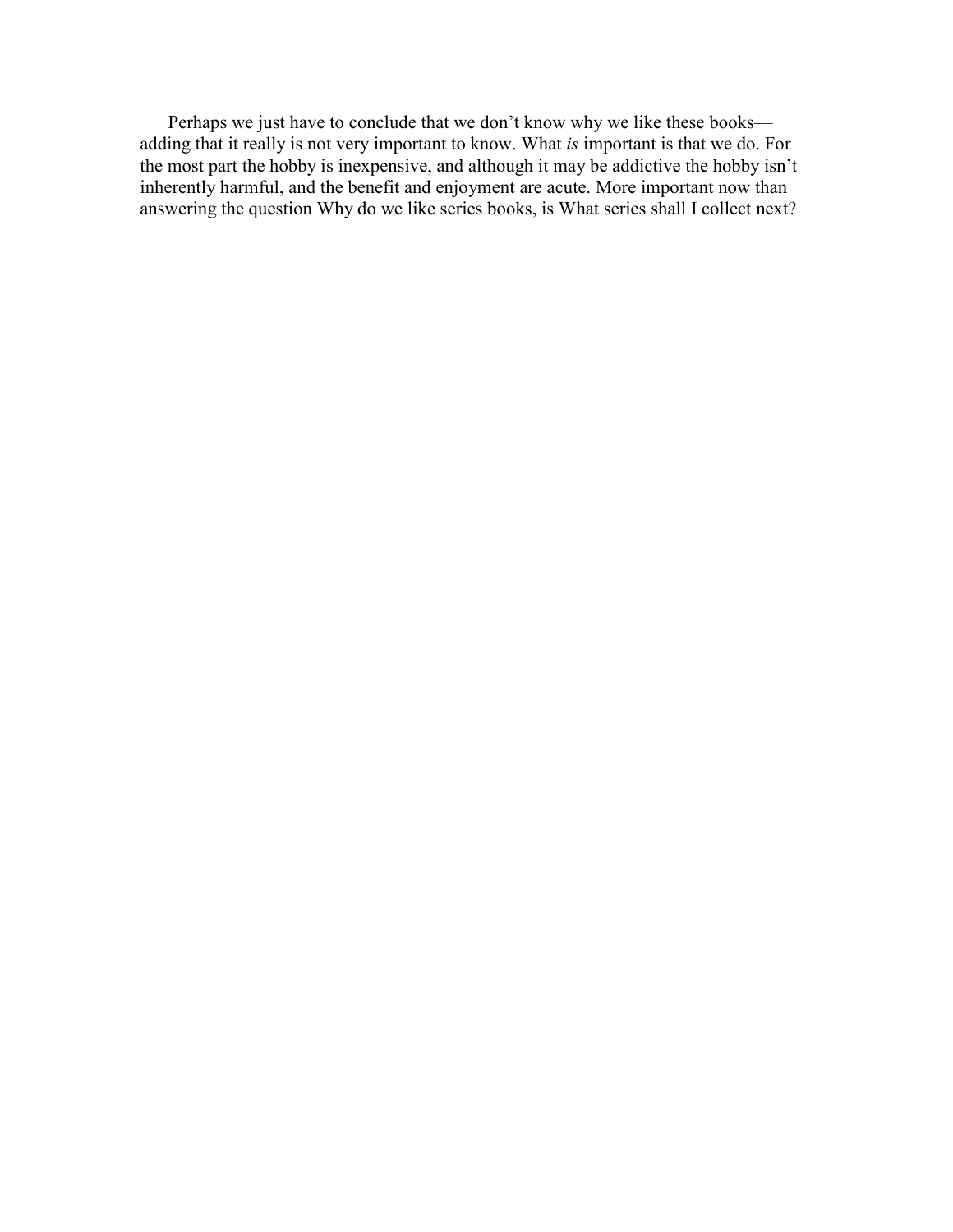Perhaps we just have to conclude that we don't know why we like these books—adding that it really is not very important to know. What *is* important is that we do. For the most part the hobby is inexpensive, and although it may be addictive the hobby isn't inherently harmful, and the benefit and enjoyment are acute. More important now than answering the question Why do we like series books, is What series shall I collect next?